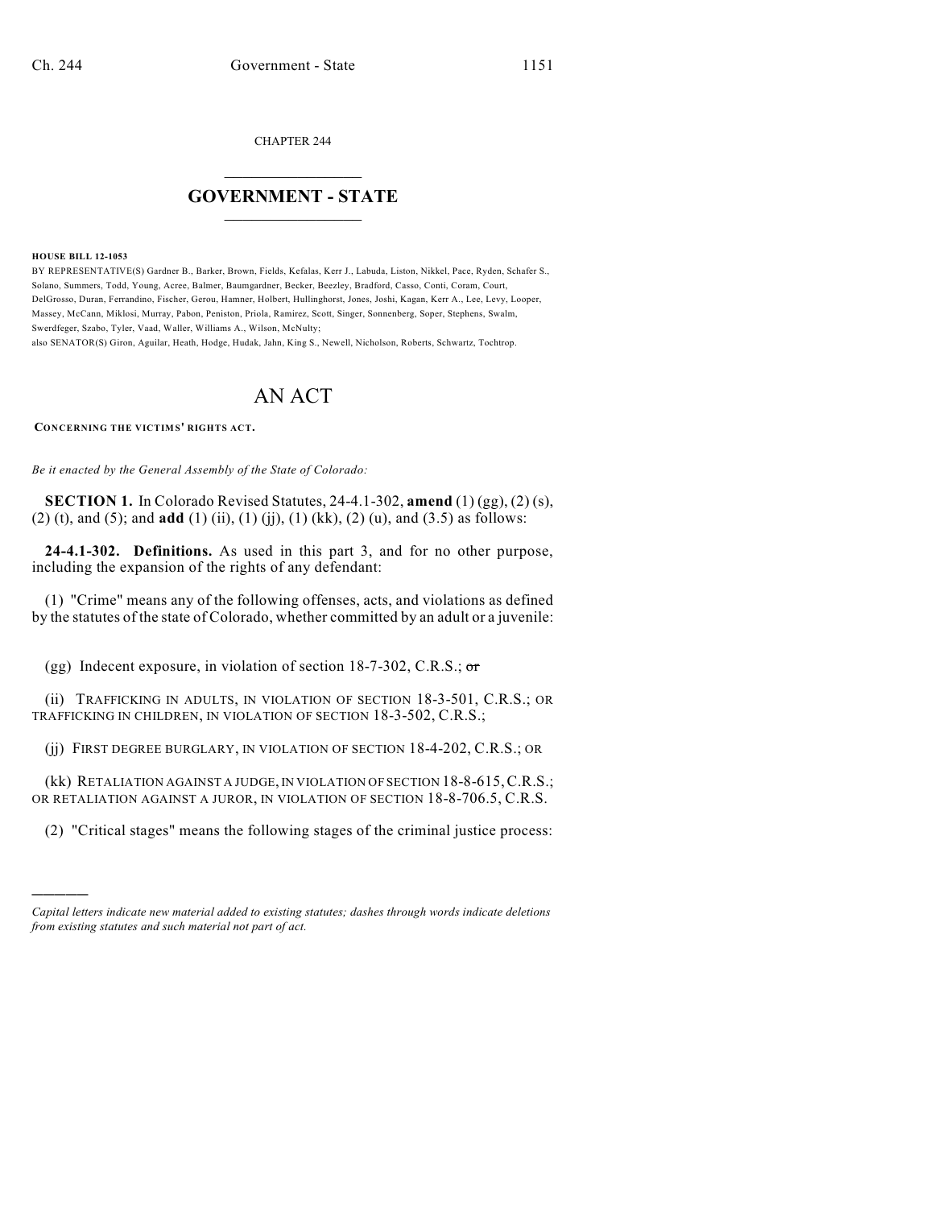CHAPTER 244

# GOVERNMENT - STATE

**HOUSE BILL 12-1053**

BY REPRESENTATIVE(S) Gardner B., Barker, Brown, Fields, Kefalas, Kerr J., Labuda, Liston, Nikkel, Pace, Ryden, Schafer S., Solano, Summers, Todd, Young, Acree, Balmer, Baumgardner, Becker, Beezley, Bradford, Casso, Conti, Coram, Court, DelGrosso, Duran, Ferrandino, Fischer, Gerou, Hamner, Holbert, Hullinghorst, Jones, Joshi, Kagan, Kerr A., Lee, Levy, Looper, Massey, McCann, Miklosi, Murray, Pabon, Peniston, Priola, Ramirez, Scott, Singer, Sonnenberg, Soper, Stephens, Swalm, Swerdfeger, Szabo, Tyler, Vaad, Waller, Williams A., Wilson, McNulty;

also SENATOR(S) Giron, Aguilar, Heath, Hodge, Hudak, Jahn, King S., Newell, Nicholson, Roberts, Schwartz, Tochtrop.

# AN ACT

**CONCERNING THE VICTIMS' RIGHTS ACT.**

*Be it enacted by the General Assembly of the State of Colorado:*

**SECTION 1.** In Colorado Revised Statutes, 24-4.1-302, **amend** (1) (gg), (2) (s), (2) (t), and (5); and **add** (1) (ii), (1) (jj), (1) (kk), (2) (u), and (3.5) as follows:

**24-4.1-302. Definitions.** As used in this part 3, and for no other purpose, including the expansion of the rights of any defendant:

(1) "Crime" means any of the following offenses, acts, and violations as defined by the statutes of the state of Colorado, whether committed by an adult or a juvenile:

(gg) Indecent exposure, in violation of section 18-7-302, C.R.S.; ~~or~~

(ii) TRAFFICKING IN ADULTS, IN VIOLATION OF SECTION 18-3-501, C.R.S.; OR TRAFFICKING IN CHILDREN, IN VIOLATION OF SECTION 18-3-502, C.R.S.;

(jj) FIRST DEGREE BURGLARY, IN VIOLATION OF SECTION 18-4-202, C.R.S.; OR

(kk) RETALIATION AGAINST A JUDGE, IN VIOLATION OF SECTION 18-8-615, C.R.S.; OR RETALIATION AGAINST A JUROR, IN VIOLATION OF SECTION 18-8-706.5, C.R.S.

(2) "Critical stages" means the following stages of the criminal justice process:

---

*Capital letters indicate new material added to existing statutes; dashes through words indicate deletions from existing statutes and such material not part of act.*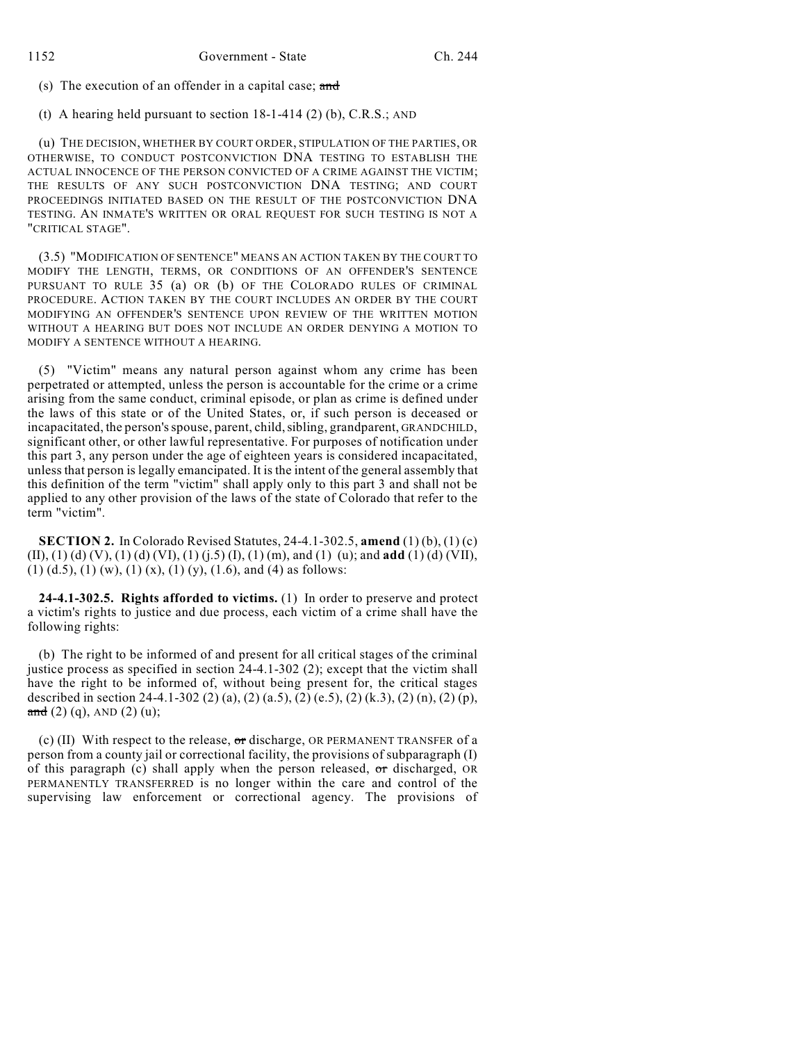(s) The execution of an offender in a capital case; ~~and~~

(t) A hearing held pursuant to section 18-1-414 (2) (b), C.R.S.; AND

(u) THE DECISION, WHETHER BY COURT ORDER, STIPULATION OF THE PARTIES, OR OTHERWISE, TO CONDUCT POSTCONVICTION DNA TESTING TO ESTABLISH THE ACTUAL INNOCENCE OF THE PERSON CONVICTED OF A CRIME AGAINST THE VICTIM; THE RESULTS OF ANY SUCH POSTCONVICTION DNA TESTING; AND COURT PROCEEDINGS INITIATED BASED ON THE RESULT OF THE POSTCONVICTION DNA TESTING. AN INMATE'S WRITTEN OR ORAL REQUEST FOR SUCH TESTING IS NOT A "CRITICAL STAGE".

(3.5) "MODIFICATION OF SENTENCE" MEANS AN ACTION TAKEN BY THE COURT TO MODIFY THE LENGTH, TERMS, OR CONDITIONS OF AN OFFENDER'S SENTENCE PURSUANT TO RULE 35 (a) OR (b) OF THE COLORADO RULES OF CRIMINAL PROCEDURE. ACTION TAKEN BY THE COURT INCLUDES AN ORDER BY THE COURT MODIFYING AN OFFENDER'S SENTENCE UPON REVIEW OF THE WRITTEN MOTION WITHOUT A HEARING BUT DOES NOT INCLUDE AN ORDER DENYING A MOTION TO MODIFY A SENTENCE WITHOUT A HEARING.

(5) "Victim" means any natural person against whom any crime has been perpetrated or attempted, unless the person is accountable for the crime or a crime arising from the same conduct, criminal episode, or plan as crime is defined under the laws of this state or of the United States, or, if such person is deceased or incapacitated, the person's spouse, parent, child, sibling, grandparent, GRANDCHILD, significant other, or other lawful representative. For purposes of notification under this part 3, any person under the age of eighteen years is considered incapacitated, unless that person is legally emancipated. It is the intent of the general assembly that this definition of the term "victim" shall apply only to this part 3 and shall not be applied to any other provision of the laws of the state of Colorado that refer to the term "victim".

**SECTION 2.** In Colorado Revised Statutes, 24-4.1-302.5, **amend** (1) (b), (1) (c) (II), (1) (d) (V), (1) (d) (VI), (1) (j.5) (I), (1) (m), and (1) (u); and **add** (1) (d) (VII), (1) (d.5), (1) (w), (1) (x), (1) (y), (1.6), and (4) as follows:

**24-4.1-302.5. Rights afforded to victims.** (1) In order to preserve and protect a victim's rights to justice and due process, each victim of a crime shall have the following rights:

(b) The right to be informed of and present for all critical stages of the criminal justice process as specified in section 24-4.1-302 (2); except that the victim shall have the right to be informed of, without being present for, the critical stages described in section 24-4.1-302 (2) (a), (2) (a.5), (2) (e.5), (2) (k.3), (2) (n), (2) (p), ~~and~~ (2) (q), AND (2) (u);

(c) (II) With respect to the release, ~~or~~ discharge, OR PERMANENT TRANSFER of a person from a county jail or correctional facility, the provisions of subparagraph (I) of this paragraph (c) shall apply when the person released, ~~or~~ discharged, OR PERMANENTLY TRANSFERRED is no longer within the care and control of the supervising law enforcement or correctional agency. The provisions of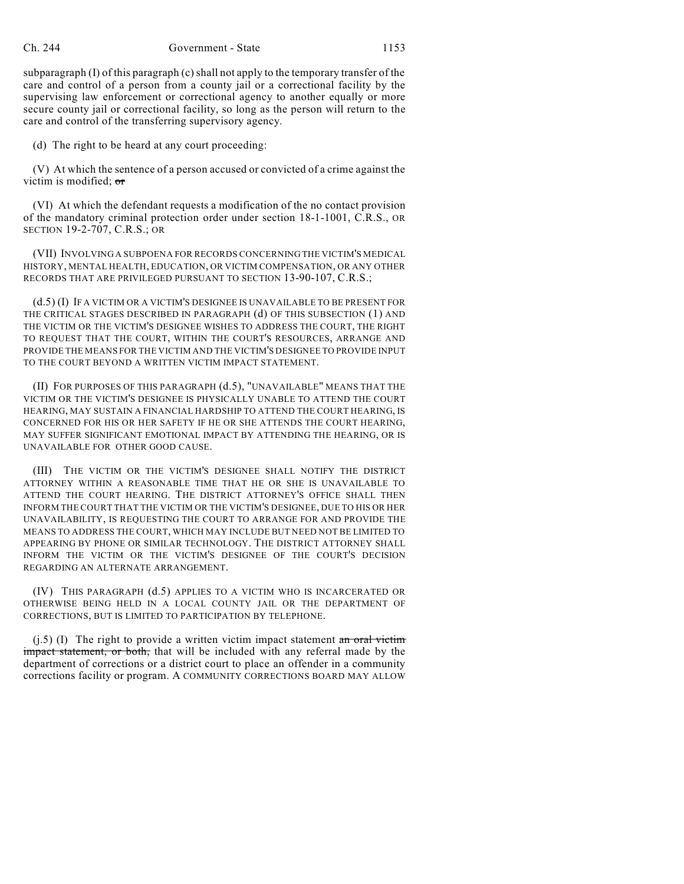subparagraph (I) of this paragraph (c) shall not apply to the temporary transfer of the care and control of a person from a county jail or a correctional facility by the supervising law enforcement or correctional agency to another equally or more secure county jail or correctional facility, so long as the person will return to the care and control of the transferring supervisory agency.

(d) The right to be heard at any court proceeding:

(V) At which the sentence of a person accused or convicted of a crime against the victim is modified; ~~or~~

(VI) At which the defendant requests a modification of the no contact provision of the mandatory criminal protection order under section 18-1-1001, C.R.S., OR SECTION 19-2-707, C.R.S.; OR

(VII) INVOLVING A SUBPOENA FOR RECORDS CONCERNING THE VICTIM'S MEDICAL HISTORY, MENTAL HEALTH, EDUCATION, OR VICTIM COMPENSATION, OR ANY OTHER RECORDS THAT ARE PRIVILEGED PURSUANT TO SECTION 13-90-107, C.R.S.;

(d.5) (I) IF A VICTIM OR A VICTIM'S DESIGNEE IS UNAVAILABLE TO BE PRESENT FOR THE CRITICAL STAGES DESCRIBED IN PARAGRAPH (d) OF THIS SUBSECTION (1) AND THE VICTIM OR THE VICTIM'S DESIGNEE WISHES TO ADDRESS THE COURT, THE RIGHT TO REQUEST THAT THE COURT, WITHIN THE COURT'S RESOURCES, ARRANGE AND PROVIDE THE MEANS FOR THE VICTIM AND THE VICTIM'S DESIGNEE TO PROVIDE INPUT TO THE COURT BEYOND A WRITTEN VICTIM IMPACT STATEMENT.

(II) FOR PURPOSES OF THIS PARAGRAPH (d.5), "UNAVAILABLE" MEANS THAT THE VICTIM OR THE VICTIM'S DESIGNEE IS PHYSICALLY UNABLE TO ATTEND THE COURT HEARING, MAY SUSTAIN A FINANCIAL HARDSHIP TO ATTEND THE COURT HEARING, IS CONCERNED FOR HIS OR HER SAFETY IF HE OR SHE ATTENDS THE COURT HEARING, MAY SUFFER SIGNIFICANT EMOTIONAL IMPACT BY ATTENDING THE HEARING, OR IS UNAVAILABLE FOR OTHER GOOD CAUSE.

(III) THE VICTIM OR THE VICTIM'S DESIGNEE SHALL NOTIFY THE DISTRICT ATTORNEY WITHIN A REASONABLE TIME THAT HE OR SHE IS UNAVAILABLE TO ATTEND THE COURT HEARING. THE DISTRICT ATTORNEY'S OFFICE SHALL THEN INFORM THE COURT THAT THE VICTIM OR THE VICTIM'S DESIGNEE, DUE TO HIS OR HER UNAVAILABILITY, IS REQUESTING THE COURT TO ARRANGE FOR AND PROVIDE THE MEANS TO ADDRESS THE COURT, WHICH MAY INCLUDE BUT NEED NOT BE LIMITED TO APPEARING BY PHONE OR SIMILAR TECHNOLOGY. THE DISTRICT ATTORNEY SHALL INFORM THE VICTIM OR THE VICTIM'S DESIGNEE OF THE COURT'S DECISION REGARDING AN ALTERNATE ARRANGEMENT.

(IV) THIS PARAGRAPH (d.5) APPLIES TO A VICTIM WHO IS INCARCERATED OR OTHERWISE BEING HELD IN A LOCAL COUNTY JAIL OR THE DEPARTMENT OF CORRECTIONS, BUT IS LIMITED TO PARTICIPATION BY TELEPHONE.

(j.5) (I) The right to provide a written victim impact statement ~~an oral victim impact statement, or both,~~ that will be included with any referral made by the department of corrections or a district court to place an offender in a community corrections facility or program. A COMMUNITY CORRECTIONS BOARD MAY ALLOW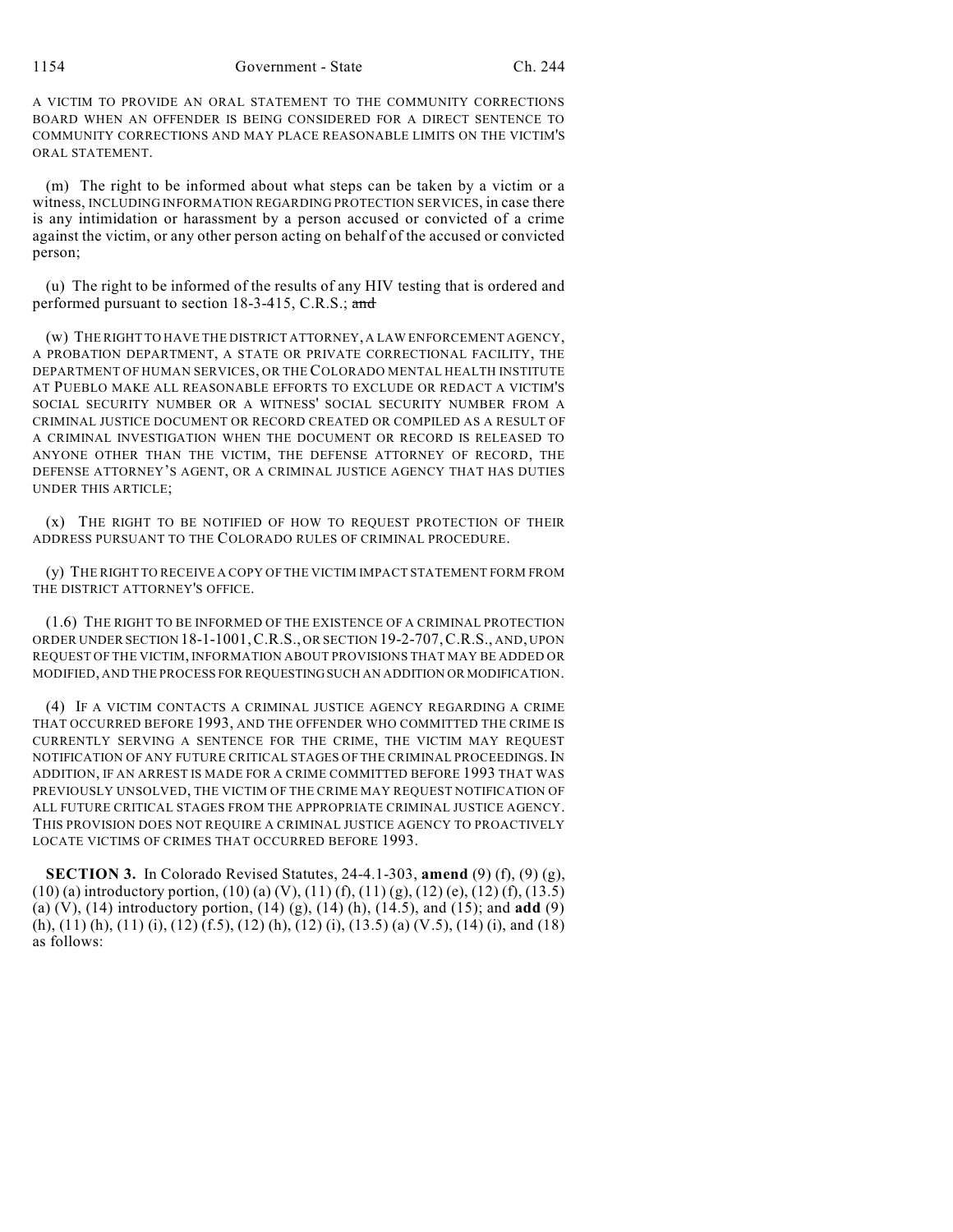A VICTIM TO PROVIDE AN ORAL STATEMENT TO THE COMMUNITY CORRECTIONS BOARD WHEN AN OFFENDER IS BEING CONSIDERED FOR A DIRECT SENTENCE TO COMMUNITY CORRECTIONS AND MAY PLACE REASONABLE LIMITS ON THE VICTIM'S ORAL STATEMENT.

(m) The right to be informed about what steps can be taken by a victim or a witness, INCLUDING INFORMATION REGARDING PROTECTION SERVICES, in case there is any intimidation or harassment by a person accused or convicted of a crime against the victim, or any other person acting on behalf of the accused or convicted person;

(u) The right to be informed of the results of any HIV testing that is ordered and performed pursuant to section 18-3-415, C.R.S.; ~~and~~

(w) THE RIGHT TO HAVE THE DISTRICT ATTORNEY, A LAW ENFORCEMENT AGENCY, A PROBATION DEPARTMENT, A STATE OR PRIVATE CORRECTIONAL FACILITY, THE DEPARTMENT OF HUMAN SERVICES, OR THE COLORADO MENTAL HEALTH INSTITUTE AT PUEBLO MAKE ALL REASONABLE EFFORTS TO EXCLUDE OR REDACT A VICTIM'S SOCIAL SECURITY NUMBER OR A WITNESS' SOCIAL SECURITY NUMBER FROM A CRIMINAL JUSTICE DOCUMENT OR RECORD CREATED OR COMPILED AS A RESULT OF A CRIMINAL INVESTIGATION WHEN THE DOCUMENT OR RECORD IS RELEASED TO ANYONE OTHER THAN THE VICTIM, THE DEFENSE ATTORNEY OF RECORD, THE DEFENSE ATTORNEY'S AGENT, OR A CRIMINAL JUSTICE AGENCY THAT HAS DUTIES UNDER THIS ARTICLE;

(x) THE RIGHT TO BE NOTIFIED OF HOW TO REQUEST PROTECTION OF THEIR ADDRESS PURSUANT TO THE COLORADO RULES OF CRIMINAL PROCEDURE.

(y) THE RIGHT TO RECEIVE A COPY OF THE VICTIM IMPACT STATEMENT FORM FROM THE DISTRICT ATTORNEY'S OFFICE.

(1.6) THE RIGHT TO BE INFORMED OF THE EXISTENCE OF A CRIMINAL PROTECTION ORDER UNDER SECTION 18-1-1001, C.R.S., OR SECTION 19-2-707, C.R.S., AND, UPON REQUEST OF THE VICTIM, INFORMATION ABOUT PROVISIONS THAT MAY BE ADDED OR MODIFIED, AND THE PROCESS FOR REQUESTING SUCH AN ADDITION OR MODIFICATION.

(4) IF A VICTIM CONTACTS A CRIMINAL JUSTICE AGENCY REGARDING A CRIME THAT OCCURRED BEFORE 1993, AND THE OFFENDER WHO COMMITTED THE CRIME IS CURRENTLY SERVING A SENTENCE FOR THE CRIME, THE VICTIM MAY REQUEST NOTIFICATION OF ANY FUTURE CRITICAL STAGES OF THE CRIMINAL PROCEEDINGS. IN ADDITION, IF AN ARREST IS MADE FOR A CRIME COMMITTED BEFORE 1993 THAT WAS PREVIOUSLY UNSOLVED, THE VICTIM OF THE CRIME MAY REQUEST NOTIFICATION OF ALL FUTURE CRITICAL STAGES FROM THE APPROPRIATE CRIMINAL JUSTICE AGENCY. THIS PROVISION DOES NOT REQUIRE A CRIMINAL JUSTICE AGENCY TO PROACTIVELY LOCATE VICTIMS OF CRIMES THAT OCCURRED BEFORE 1993.

**SECTION 3.** In Colorado Revised Statutes, 24-4.1-303, **amend** (9) (f), (9) (g), (10) (a) introductory portion, (10) (a) (V), (11) (f), (11) (g), (12) (e), (12) (f), (13.5) (a) (V), (14) introductory portion, (14) (g), (14) (h), (14.5), and (15); and **add** (9) (h), (11) (h), (11) (i), (12) (f.5), (12) (h), (12) (i), (13.5) (a) (V.5), (14) (i), and (18) as follows: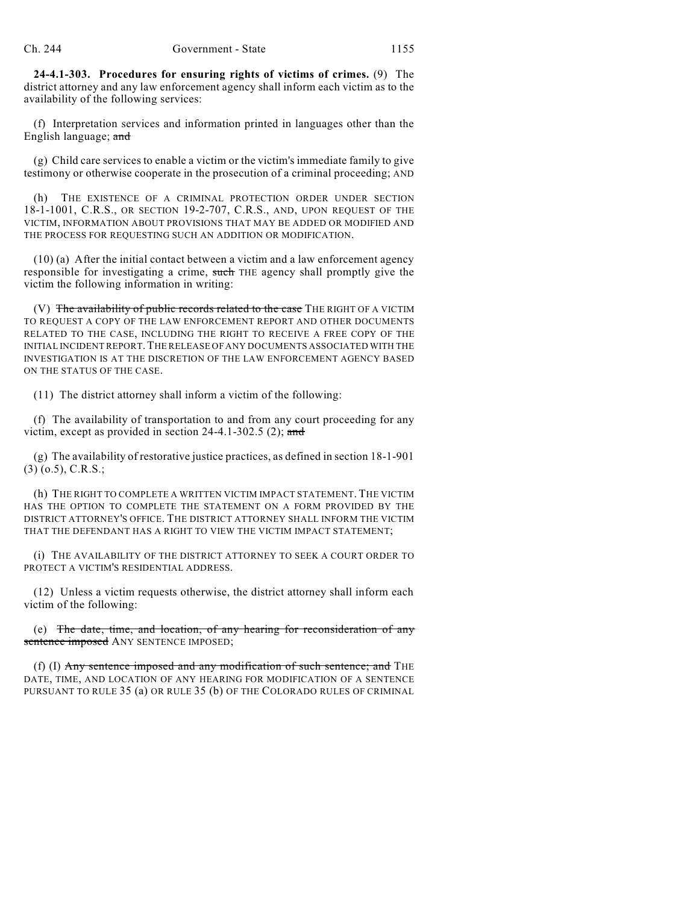**24-4.1-303. Procedures for ensuring rights of victims of crimes.** (9) The district attorney and any law enforcement agency shall inform each victim as to the availability of the following services:

(f) Interpretation services and information printed in languages other than the English language; ~~and~~

(g) Child care services to enable a victim or the victim's immediate family to give testimony or otherwise cooperate in the prosecution of a criminal proceeding; AND

(h) THE EXISTENCE OF A CRIMINAL PROTECTION ORDER UNDER SECTION 18-1-1001, C.R.S., OR SECTION 19-2-707, C.R.S., AND, UPON REQUEST OF THE VICTIM, INFORMATION ABOUT PROVISIONS THAT MAY BE ADDED OR MODIFIED AND THE PROCESS FOR REQUESTING SUCH AN ADDITION OR MODIFICATION.

(10) (a) After the initial contact between a victim and a law enforcement agency responsible for investigating a crime, ~~such~~ THE agency shall promptly give the victim the following information in writing:

(V) ~~The availability of public records related to the case~~ THE RIGHT OF A VICTIM TO REQUEST A COPY OF THE LAW ENFORCEMENT REPORT AND OTHER DOCUMENTS RELATED TO THE CASE, INCLUDING THE RIGHT TO RECEIVE A FREE COPY OF THE INITIAL INCIDENT REPORT. THE RELEASE OF ANY DOCUMENTS ASSOCIATED WITH THE INVESTIGATION IS AT THE DISCRETION OF THE LAW ENFORCEMENT AGENCY BASED ON THE STATUS OF THE CASE.

(11) The district attorney shall inform a victim of the following:

(f) The availability of transportation to and from any court proceeding for any victim, except as provided in section 24-4.1-302.5 (2); ~~and~~

(g) The availability of restorative justice practices, as defined in section 18-1-901 (3) (o.5), C.R.S.;

(h) THE RIGHT TO COMPLETE A WRITTEN VICTIM IMPACT STATEMENT. THE VICTIM HAS THE OPTION TO COMPLETE THE STATEMENT ON A FORM PROVIDED BY THE DISTRICT ATTORNEY'S OFFICE. THE DISTRICT ATTORNEY SHALL INFORM THE VICTIM THAT THE DEFENDANT HAS A RIGHT TO VIEW THE VICTIM IMPACT STATEMENT;

(i) THE AVAILABILITY OF THE DISTRICT ATTORNEY TO SEEK A COURT ORDER TO PROTECT A VICTIM'S RESIDENTIAL ADDRESS.

(12) Unless a victim requests otherwise, the district attorney shall inform each victim of the following:

(e) ~~The date, time, and location, of any hearing for reconsideration of any sentence imposed~~ ANY SENTENCE IMPOSED;

(f) (I) ~~Any sentence imposed and any modification of such sentence; and~~ THE DATE, TIME, AND LOCATION OF ANY HEARING FOR MODIFICATION OF A SENTENCE PURSUANT TO RULE 35 (a) OR RULE 35 (b) OF THE COLORADO RULES OF CRIMINAL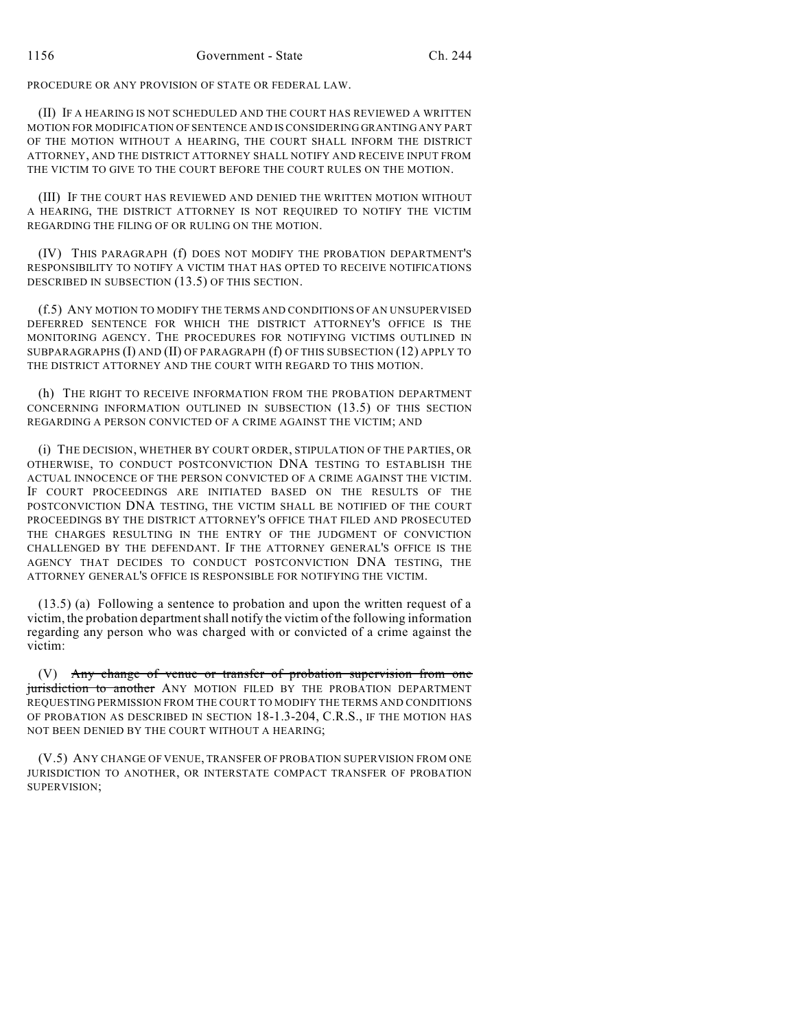PROCEDURE OR ANY PROVISION OF STATE OR FEDERAL LAW.

(II) IF A HEARING IS NOT SCHEDULED AND THE COURT HAS REVIEWED A WRITTEN MOTION FOR MODIFICATION OF SENTENCE AND IS CONSIDERING GRANTING ANY PART OF THE MOTION WITHOUT A HEARING, THE COURT SHALL INFORM THE DISTRICT ATTORNEY, AND THE DISTRICT ATTORNEY SHALL NOTIFY AND RECEIVE INPUT FROM THE VICTIM TO GIVE TO THE COURT BEFORE THE COURT RULES ON THE MOTION.

(III) IF THE COURT HAS REVIEWED AND DENIED THE WRITTEN MOTION WITHOUT A HEARING, THE DISTRICT ATTORNEY IS NOT REQUIRED TO NOTIFY THE VICTIM REGARDING THE FILING OF OR RULING ON THE MOTION.

(IV) THIS PARAGRAPH (f) DOES NOT MODIFY THE PROBATION DEPARTMENT'S RESPONSIBILITY TO NOTIFY A VICTIM THAT HAS OPTED TO RECEIVE NOTIFICATIONS DESCRIBED IN SUBSECTION (13.5) OF THIS SECTION.

(f.5) ANY MOTION TO MODIFY THE TERMS AND CONDITIONS OF AN UNSUPERVISED DEFERRED SENTENCE FOR WHICH THE DISTRICT ATTORNEY'S OFFICE IS THE MONITORING AGENCY. THE PROCEDURES FOR NOTIFYING VICTIMS OUTLINED IN SUBPARAGRAPHS (I) AND (II) OF PARAGRAPH (f) OF THIS SUBSECTION (12) APPLY TO THE DISTRICT ATTORNEY AND THE COURT WITH REGARD TO THIS MOTION.

(h) THE RIGHT TO RECEIVE INFORMATION FROM THE PROBATION DEPARTMENT CONCERNING INFORMATION OUTLINED IN SUBSECTION (13.5) OF THIS SECTION REGARDING A PERSON CONVICTED OF A CRIME AGAINST THE VICTIM; AND

(i) THE DECISION, WHETHER BY COURT ORDER, STIPULATION OF THE PARTIES, OR OTHERWISE, TO CONDUCT POSTCONVICTION DNA TESTING TO ESTABLISH THE ACTUAL INNOCENCE OF THE PERSON CONVICTED OF A CRIME AGAINST THE VICTIM. IF COURT PROCEEDINGS ARE INITIATED BASED ON THE RESULTS OF THE POSTCONVICTION DNA TESTING, THE VICTIM SHALL BE NOTIFIED OF THE COURT PROCEEDINGS BY THE DISTRICT ATTORNEY'S OFFICE THAT FILED AND PROSECUTED THE CHARGES RESULTING IN THE ENTRY OF THE JUDGMENT OF CONVICTION CHALLENGED BY THE DEFENDANT. IF THE ATTORNEY GENERAL'S OFFICE IS THE AGENCY THAT DECIDES TO CONDUCT POSTCONVICTION DNA TESTING, THE ATTORNEY GENERAL'S OFFICE IS RESPONSIBLE FOR NOTIFYING THE VICTIM.

(13.5) (a) Following a sentence to probation and upon the written request of a victim, the probation department shall notify the victim of the following information regarding any person who was charged with or convicted of a crime against the victim:

(V) ~~Any change of venue or transfer of probation supervision from one jurisdiction to another~~ ANY MOTION FILED BY THE PROBATION DEPARTMENT REQUESTING PERMISSION FROM THE COURT TO MODIFY THE TERMS AND CONDITIONS OF PROBATION AS DESCRIBED IN SECTION 18-1.3-204, C.R.S., IF THE MOTION HAS NOT BEEN DENIED BY THE COURT WITHOUT A HEARING;

(V.5) ANY CHANGE OF VENUE, TRANSFER OF PROBATION SUPERVISION FROM ONE JURISDICTION TO ANOTHER, OR INTERSTATE COMPACT TRANSFER OF PROBATION SUPERVISION;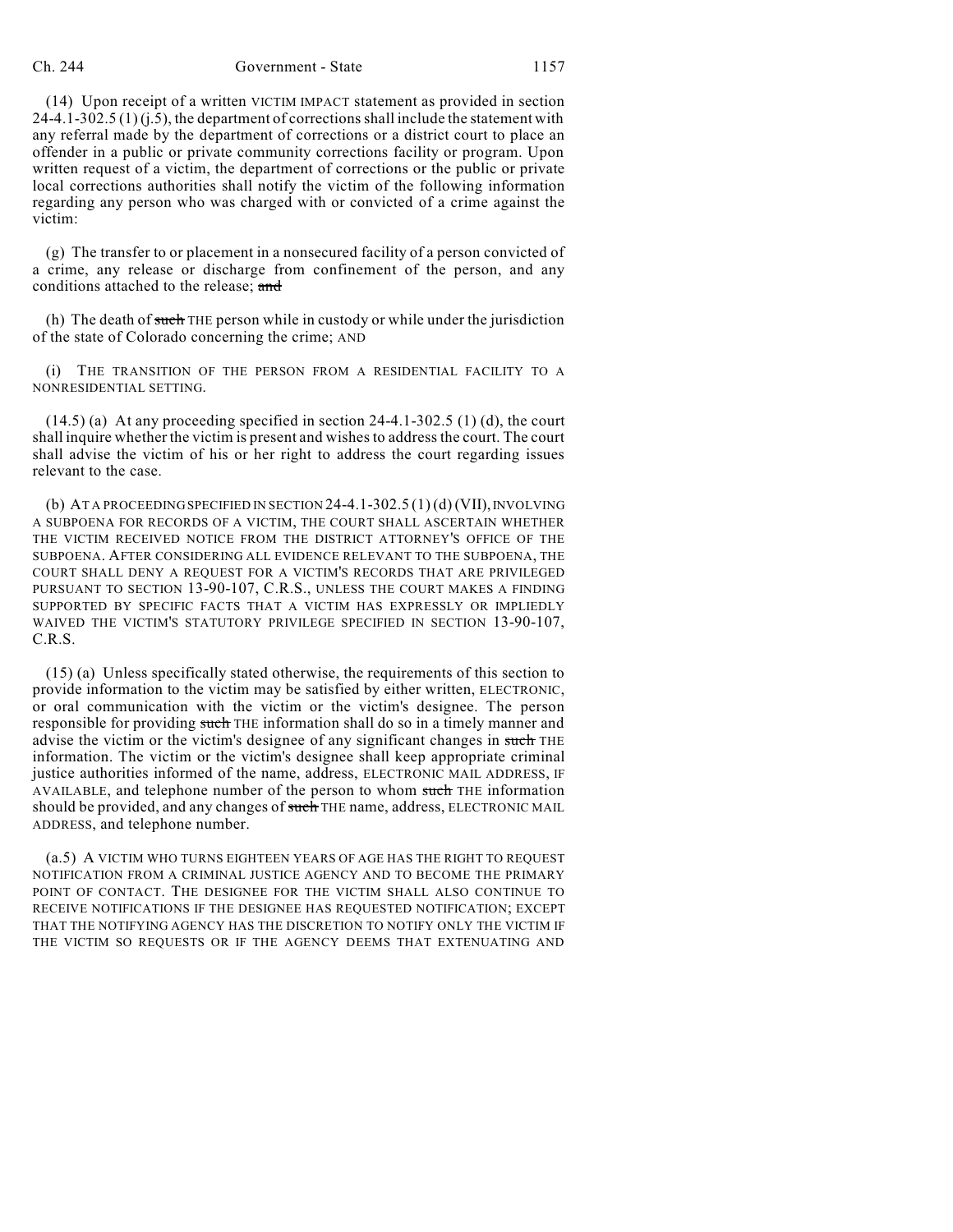(14) Upon receipt of a written VICTIM IMPACT statement as provided in section 24-4.1-302.5 (1) (j.5), the department of corrections shall include the statement with any referral made by the department of corrections or a district court to place an offender in a public or private community corrections facility or program. Upon written request of a victim, the department of corrections or the public or private local corrections authorities shall notify the victim of the following information regarding any person who was charged with or convicted of a crime against the victim:

(g) The transfer to or placement in a nonsecured facility of a person convicted of a crime, any release or discharge from confinement of the person, and any conditions attached to the release; ~~and~~

(h) The death of ~~such~~ THE person while in custody or while under the jurisdiction of the state of Colorado concerning the crime; AND

(i) THE TRANSITION OF THE PERSON FROM A RESIDENTIAL FACILITY TO A NONRESIDENTIAL SETTING.

(14.5) (a) At any proceeding specified in section 24-4.1-302.5 (1) (d), the court shall inquire whether the victim is present and wishes to address the court. The court shall advise the victim of his or her right to address the court regarding issues relevant to the case.

(b) AT A PROCEEDING SPECIFIED IN SECTION 24-4.1-302.5 (1) (d) (VII), INVOLVING A SUBPOENA FOR RECORDS OF A VICTIM, THE COURT SHALL ASCERTAIN WHETHER THE VICTIM RECEIVED NOTICE FROM THE DISTRICT ATTORNEY'S OFFICE OF THE SUBPOENA. AFTER CONSIDERING ALL EVIDENCE RELEVANT TO THE SUBPOENA, THE COURT SHALL DENY A REQUEST FOR A VICTIM'S RECORDS THAT ARE PRIVILEGED PURSUANT TO SECTION 13-90-107, C.R.S., UNLESS THE COURT MAKES A FINDING SUPPORTED BY SPECIFIC FACTS THAT A VICTIM HAS EXPRESSLY OR IMPLIEDLY WAIVED THE VICTIM'S STATUTORY PRIVILEGE SPECIFIED IN SECTION 13-90-107, C.R.S.

(15) (a) Unless specifically stated otherwise, the requirements of this section to provide information to the victim may be satisfied by either written, ELECTRONIC, or oral communication with the victim or the victim's designee. The person responsible for providing ~~such~~ THE information shall do so in a timely manner and advise the victim or the victim's designee of any significant changes in ~~such~~ THE information. The victim or the victim's designee shall keep appropriate criminal justice authorities informed of the name, address, ELECTRONIC MAIL ADDRESS, IF AVAILABLE, and telephone number of the person to whom ~~such~~ THE information should be provided, and any changes of ~~such~~ THE name, address, ELECTRONIC MAIL ADDRESS, and telephone number.

(a.5) A VICTIM WHO TURNS EIGHTEEN YEARS OF AGE HAS THE RIGHT TO REQUEST NOTIFICATION FROM A CRIMINAL JUSTICE AGENCY AND TO BECOME THE PRIMARY POINT OF CONTACT. THE DESIGNEE FOR THE VICTIM SHALL ALSO CONTINUE TO RECEIVE NOTIFICATIONS IF THE DESIGNEE HAS REQUESTED NOTIFICATION; EXCEPT THAT THE NOTIFYING AGENCY HAS THE DISCRETION TO NOTIFY ONLY THE VICTIM IF THE VICTIM SO REQUESTS OR IF THE AGENCY DEEMS THAT EXTENUATING AND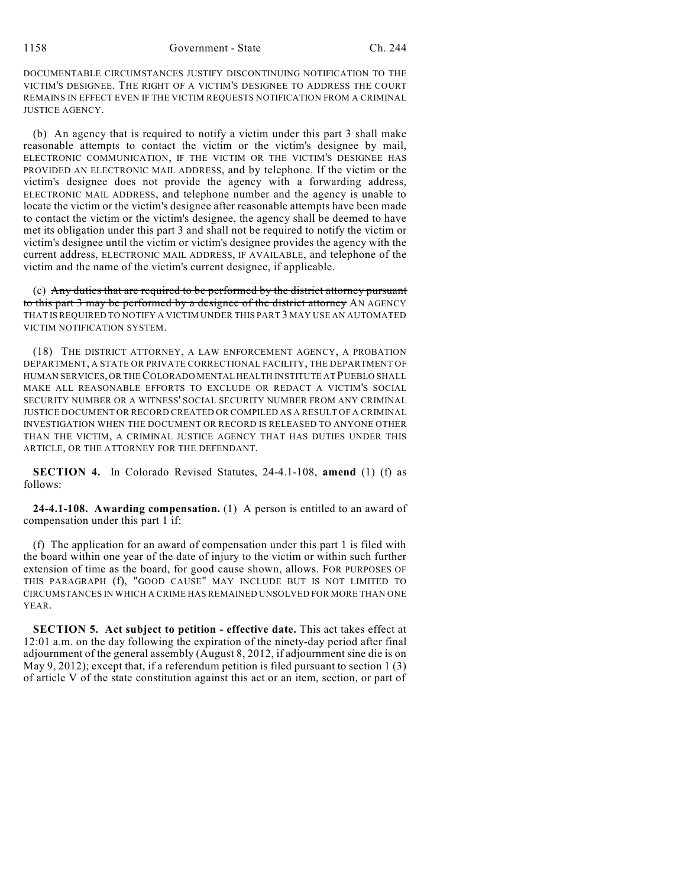DOCUMENTABLE CIRCUMSTANCES JUSTIFY DISCONTINUING NOTIFICATION TO THE VICTIM'S DESIGNEE. THE RIGHT OF A VICTIM'S DESIGNEE TO ADDRESS THE COURT REMAINS IN EFFECT EVEN IF THE VICTIM REQUESTS NOTIFICATION FROM A CRIMINAL JUSTICE AGENCY.

(b) An agency that is required to notify a victim under this part 3 shall make reasonable attempts to contact the victim or the victim's designee by mail, ELECTRONIC COMMUNICATION, IF THE VICTIM OR THE VICTIM'S DESIGNEE HAS PROVIDED AN ELECTRONIC MAIL ADDRESS, and by telephone. If the victim or the victim's designee does not provide the agency with a forwarding address, ELECTRONIC MAIL ADDRESS, and telephone number and the agency is unable to locate the victim or the victim's designee after reasonable attempts have been made to contact the victim or the victim's designee, the agency shall be deemed to have met its obligation under this part 3 and shall not be required to notify the victim or victim's designee until the victim or victim's designee provides the agency with the current address, ELECTRONIC MAIL ADDRESS, IF AVAILABLE, and telephone of the victim and the name of the victim's current designee, if applicable.

(c) ~~Any duties that are required to be performed by the district attorney pursuant to this part 3 may be performed by a designee of the district attorney~~ AN AGENCY THAT IS REQUIRED TO NOTIFY A VICTIM UNDER THIS PART 3 MAY USE AN AUTOMATED VICTIM NOTIFICATION SYSTEM.

(18) THE DISTRICT ATTORNEY, A LAW ENFORCEMENT AGENCY, A PROBATION DEPARTMENT, A STATE OR PRIVATE CORRECTIONAL FACILITY, THE DEPARTMENT OF HUMAN SERVICES, OR THE COLORADO MENTAL HEALTH INSTITUTE AT PUEBLO SHALL MAKE ALL REASONABLE EFFORTS TO EXCLUDE OR REDACT A VICTIM'S SOCIAL SECURITY NUMBER OR A WITNESS' SOCIAL SECURITY NUMBER FROM ANY CRIMINAL JUSTICE DOCUMENT OR RECORD CREATED OR COMPILED AS A RESULT OF A CRIMINAL INVESTIGATION WHEN THE DOCUMENT OR RECORD IS RELEASED TO ANYONE OTHER THAN THE VICTIM, A CRIMINAL JUSTICE AGENCY THAT HAS DUTIES UNDER THIS ARTICLE, OR THE ATTORNEY FOR THE DEFENDANT.

**SECTION 4.** In Colorado Revised Statutes, 24-4.1-108, **amend** (1) (f) as follows:

**24-4.1-108. Awarding compensation.** (1) A person is entitled to an award of compensation under this part 1 if:

(f) The application for an award of compensation under this part 1 is filed with the board within one year of the date of injury to the victim or within such further extension of time as the board, for good cause shown, allows. FOR PURPOSES OF THIS PARAGRAPH (f), "GOOD CAUSE" MAY INCLUDE BUT IS NOT LIMITED TO CIRCUMSTANCES IN WHICH A CRIME HAS REMAINED UNSOLVED FOR MORE THAN ONE YEAR.

**SECTION 5. Act subject to petition - effective date.** This act takes effect at 12:01 a.m. on the day following the expiration of the ninety-day period after final adjournment of the general assembly (August 8, 2012, if adjournment sine die is on May 9, 2012); except that, if a referendum petition is filed pursuant to section 1 (3) of article V of the state constitution against this act or an item, section, or part of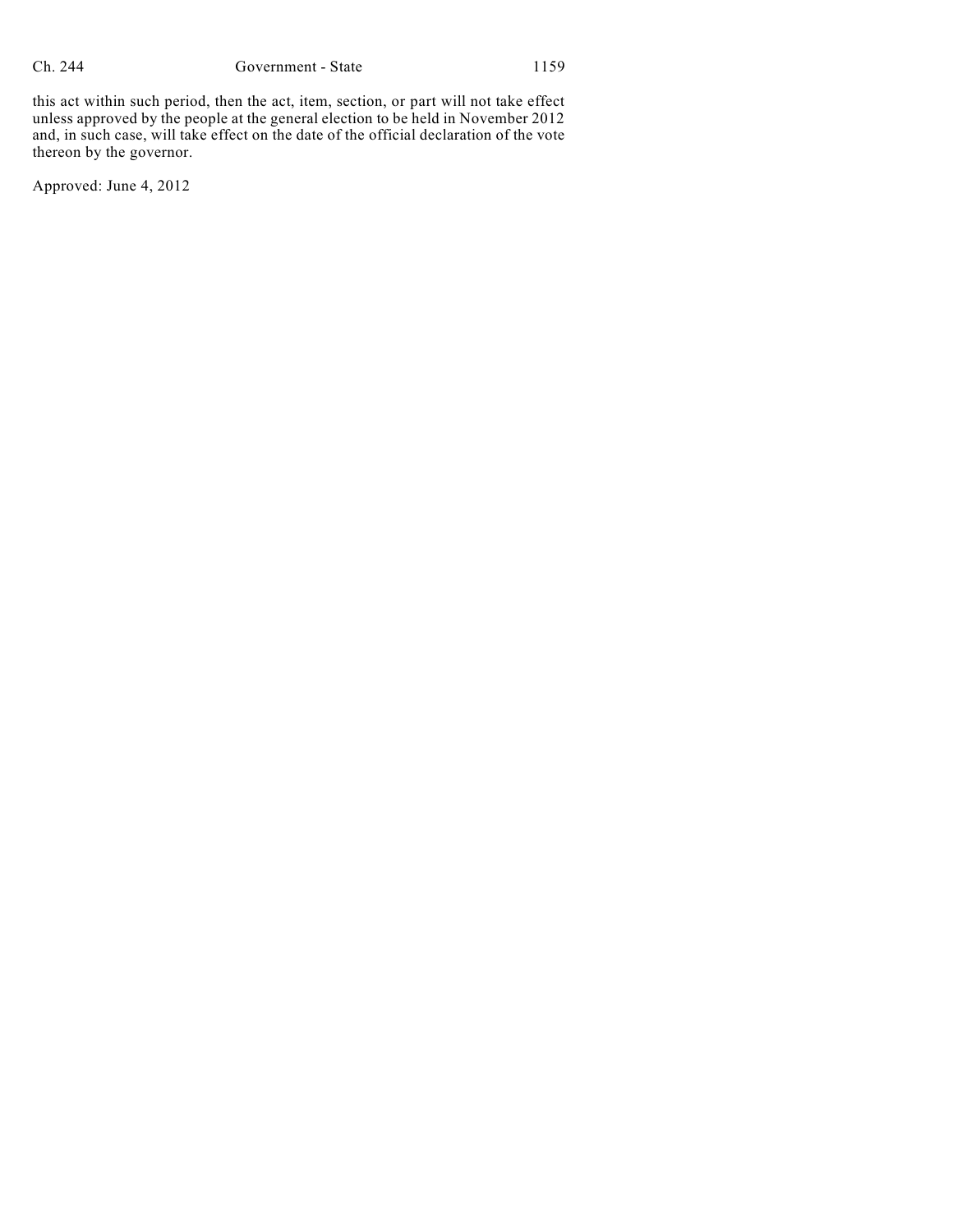this act within such period, then the act, item, section, or part will not take effect unless approved by the people at the general election to be held in November 2012 and, in such case, will take effect on the date of the official declaration of the vote thereon by the governor.

Approved: June 4, 2012